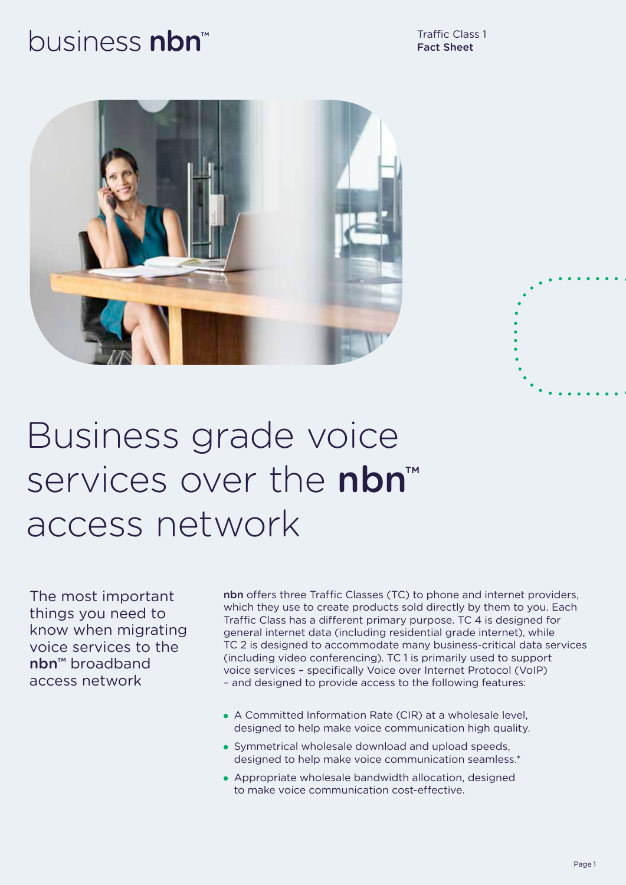business **nbn**™

Traffic Class 1
**Fact Sheet**

# Business grade voice services over the **nbn**™ access network

## The most important things you need to know when migrating voice services to the **nbn**™ broadband access network

**nbn** offers three Traffic Classes (TC) to phone and internet providers, which they use to create products sold directly by them to you. Each Traffic Class has a different primary purpose. TC 4 is designed for general internet data (including residential grade internet), while TC 2 is designed to accommodate many business-critical data services (including video conferencing). TC 1 is primarily used to support voice services – specifically Voice over Internet Protocol (VoIP) – and designed to provide access to the following features:

- A Committed Information Rate (CIR) at a wholesale level, designed to help make voice communication high quality.
- Symmetrical wholesale download and upload speeds, designed to help make voice communication seamless.*
- Appropriate wholesale bandwidth allocation, designed to make voice communication cost-effective.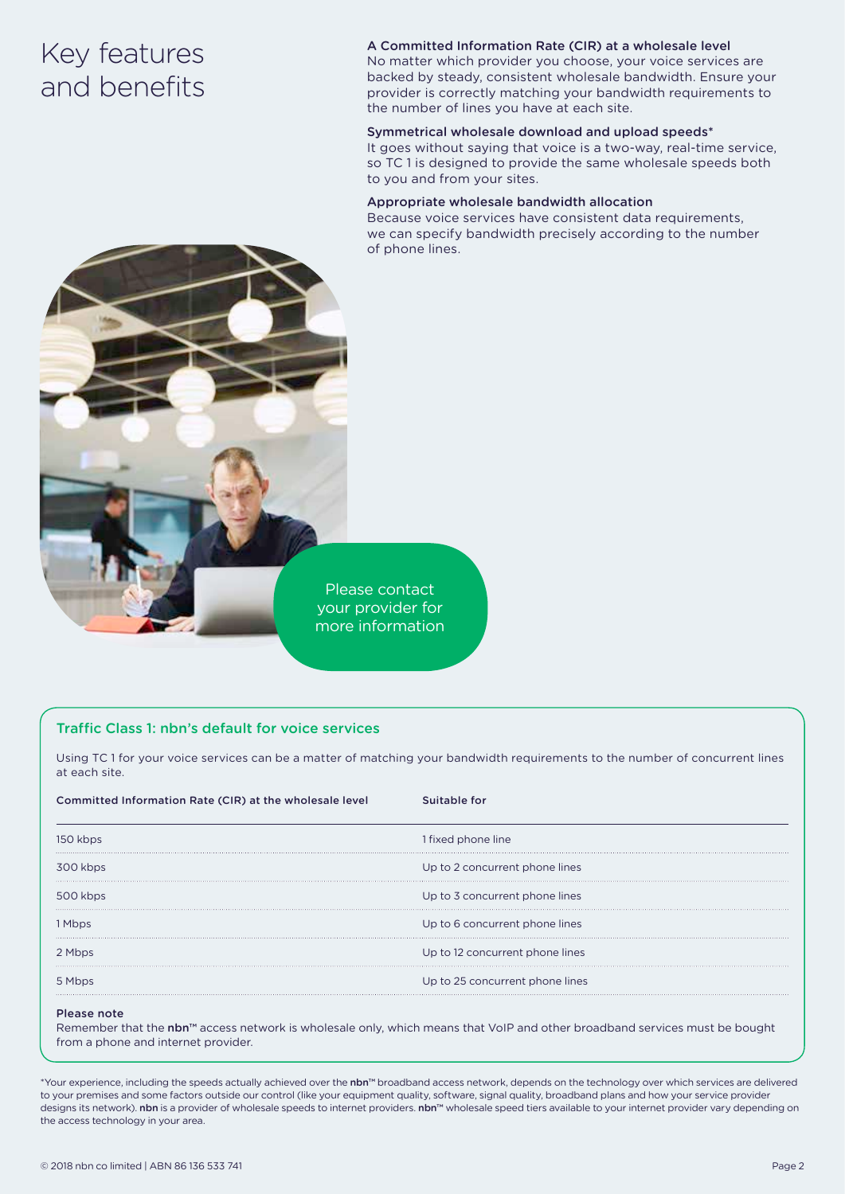# Key features and benefits

### A Committed Information Rate (CIR) at a wholesale level

No matter which provider you choose, your voice services are backed by steady, consistent wholesale bandwidth. Ensure your provider is correctly matching your bandwidth requirements to the number of lines you have at each site.

### Symmetrical wholesale download and upload speeds*

It goes without saying that voice is a two-way, real-time service, so TC 1 is designed to provide the same wholesale speeds both to you and from your sites.

### Appropriate wholesale bandwidth allocation

Because voice services have consistent data requirements, we can specify bandwidth precisely according to the number of phone lines.

Please contact your provider for more information

## Traffic Class 1: nbn's default for voice services

Using TC 1 for your voice services can be a matter of matching your bandwidth requirements to the number of concurrent lines at each site.

| Committed Information Rate (CIR) at the wholesale level | Suitable for |
|---|---|
| 150 kbps | 1 fixed phone line |
| 300 kbps | Up to 2 concurrent phone lines |
| 500 kbps | Up to 3 concurrent phone lines |
| 1 Mbps | Up to 6 concurrent phone lines |
| 2 Mbps | Up to 12 concurrent phone lines |
| 5 Mbps | Up to 25 concurrent phone lines |

**Please note**

Remember that the **nbn**™ access network is wholesale only, which means that VoIP and other broadband services must be bought from a phone and internet provider.

*Your experience, including the speeds actually achieved over the **nbn**™ broadband access network, depends on the technology over which services are delivered to your premises and some factors outside our control (like your equipment quality, software, signal quality, broadband plans and how your service provider designs its network). **nbn** is a provider of wholesale speeds to internet providers. **nbn**™ wholesale speed tiers available to your internet provider vary depending on the access technology in your area.

© 2018 nbn co limited | ABN 86 136 533 741